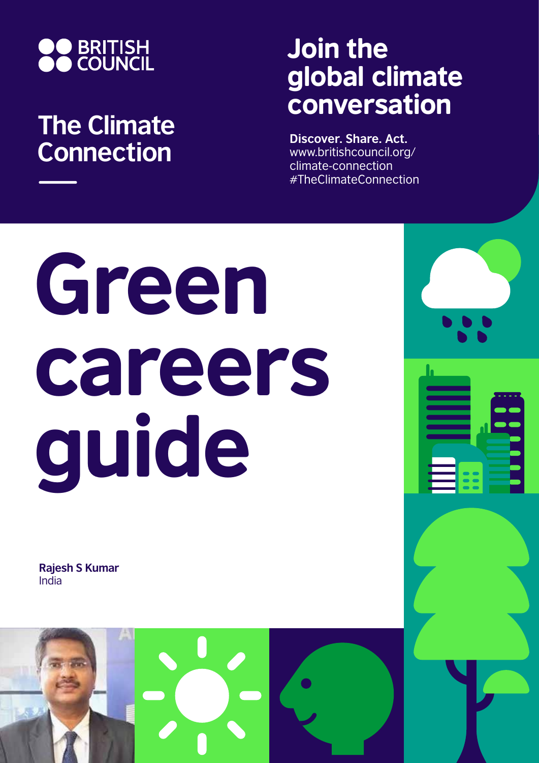BRITISH COUNCIL

The Climate Connection

# Join the global climate conversation

**Discover. Share. Act.**
www.britishcouncil.org/climate-connection
#TheClimateConnection

# Green careers guide

**Rajesh S Kumar**
India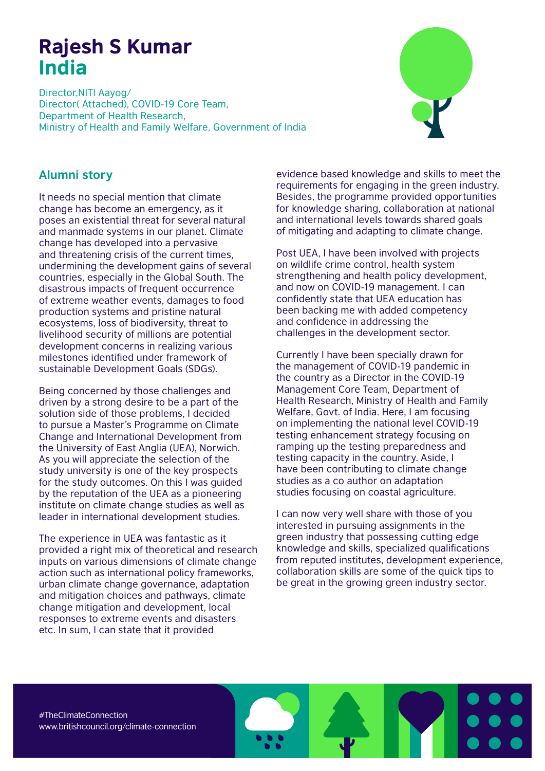# Rajesh S Kumar
## India

Director,NITI Aayog/
Director( Attached), COVID-19 Core Team,
Department of Health Research,
Ministry of Health and Family Welfare, Government of India

### Alumni story

It needs no special mention that climate change has become an emergency, as it poses an existential threat for several natural and manmade systems in our planet. Climate change has developed into a pervasive and threatening crisis of the current times, undermining the development gains of several countries, especially in the Global South. The disastrous impacts of frequent occurrence of extreme weather events, damages to food production systems and pristine natural ecosystems, loss of biodiversity, threat to livelihood security of millions are potential development concerns in realizing various milestones identified under framework of sustainable Development Goals (SDGs).

Being concerned by those challenges and driven by a strong desire to be a part of the solution side of those problems, I decided to pursue a Master's Programme on Climate Change and International Development from the University of East Anglia (UEA), Norwich. As you will appreciate the selection of the study university is one of the key prospects for the study outcomes. On this I was guided by the reputation of the UEA as a pioneering institute on climate change studies as well as leader in international development studies.

The experience in UEA was fantastic as it provided a right mix of theoretical and research inputs on various dimensions of climate change action such as international policy frameworks, urban climate change governance, adaptation and mitigation choices and pathways, climate change mitigation and development, local responses to extreme events and disasters etc. In sum, I can state that it provided evidence based knowledge and skills to meet the requirements for engaging in the green industry. Besides, the programme provided opportunities for knowledge sharing, collaboration at national and international levels towards shared goals of mitigating and adapting to climate change.

Post UEA, I have been involved with projects on wildlife crime control, health system strengthening and health policy development, and now on COVID-19 management. I can confidently state that UEA education has been backing me with added competency and confidence in addressing the challenges in the development sector.

Currently I have been specially drawn for the management of COVID-19 pandemic in the country as a Director in the COVID-19 Management Core Team, Department of Health Research, Ministry of Health and Family Welfare, Govt. of India. Here, I am focusing on implementing the national level COVID-19 testing enhancement strategy focusing on ramping up the testing preparedness and testing capacity in the country. Aside, I have been contributing to climate change studies as a co author on adaptation studies focusing on coastal agriculture.

I can now very well share with those of you interested in pursuing assignments in the green industry that possessing cutting edge knowledge and skills, specialized qualifications from reputed institutes, development experience, collaboration skills are some of the quick tips to be great in the growing green industry sector.

#TheClimateConnection
www.britishcouncil.org/climate-connection